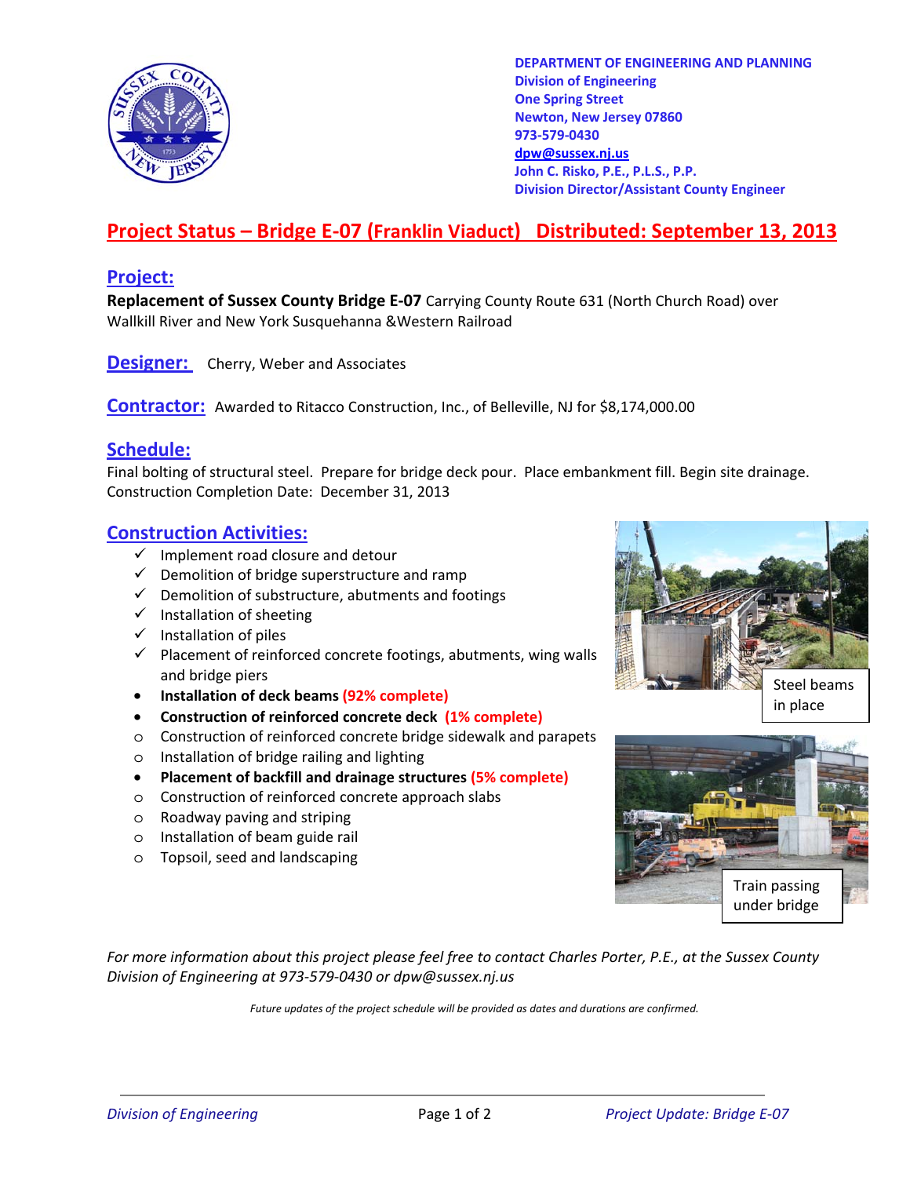DEPARTMENT OF ENGINEERING AND PLANNING
Division of Engineering
One Spring Street
Newton, New Jersey 07860
973-579-0430
dpw@sussex.nj.us
John C. Risko, P.E., P.L.S., P.P.
Division Director/Assistant County Engineer

# Project Status – Bridge E-07 (Franklin Viaduct) Distributed: September 13, 2013

## Project:

**Replacement of Sussex County Bridge E-07** Carrying County Route 631 (North Church Road) over Wallkill River and New York Susquehanna &Western Railroad

## Designer:

Cherry, Weber and Associates

## Contractor:

Awarded to Ritacco Construction, Inc., of Belleville, NJ for $8,174,000.00

## Schedule:

Final bolting of structural steel. Prepare for bridge deck pour. Place embankment fill. Begin site drainage.
Construction Completion Date: December 31, 2013

## Construction Activities:

- ✓ Implement road closure and detour
- ✓ Demolition of bridge superstructure and ramp
- ✓ Demolition of substructure, abutments and footings
- ✓ Installation of sheeting
- ✓ Installation of piles
- ✓ Placement of reinforced concrete footings, abutments, wing walls and bridge piers
- **Installation of deck beams (92% complete)**
- **Construction of reinforced concrete deck (1% complete)**
- Construction of reinforced concrete bridge sidewalk and parapets
- Installation of bridge railing and lighting
- **Placement of backfill and drainage structures (5% complete)**
- Construction of reinforced concrete approach slabs
- Roadway paving and striping
- Installation of beam guide rail
- Topsoil, seed and landscaping

Steel beams in place

Train passing under bridge

*For more information about this project please feel free to contact Charles Porter, P.E., at the Sussex County Division of Engineering at 973-579-0430 or dpw@sussex.nj.us*

*Future updates of the project schedule will be provided as dates and durations are confirmed.*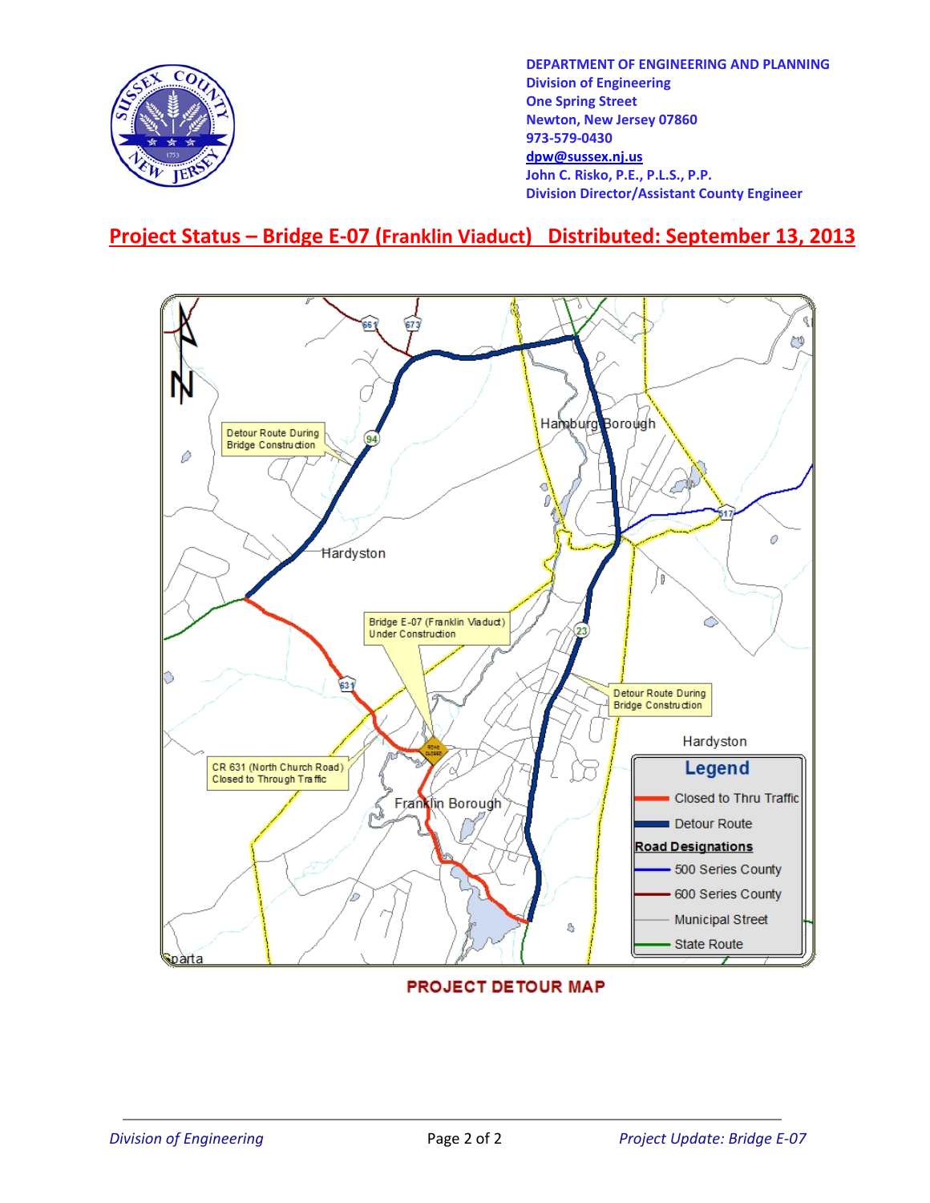DEPARTMENT OF ENGINEERING AND PLANNING
Division of Engineering
One Spring Street
Newton, New Jersey 07860
973-579-0430
dpw@sussex.nj.us
John C. Risko, P.E., P.L.S., P.P.
Division Director/Assistant County Engineer

## Project Status – Bridge E-07 (Franklin Viaduct) Distributed: September 13, 2013

Detour Route During Bridge Construction

Hamburg Borough

Hardyston

Bridge E-07 (Franklin Viaduct) Under Construction

Detour Route During Bridge Construction

Hardyston

CR 631 (North Church Road) Closed to Through Traffic

Franklin Borough

Sparta

94

661

673

517

23

631

**Legend**

Closed to Thru Traffic

Detour Route

**Road Designations**

500 Series County

600 Series County

Municipal Street

State Route

**PROJECT DETOUR MAP**